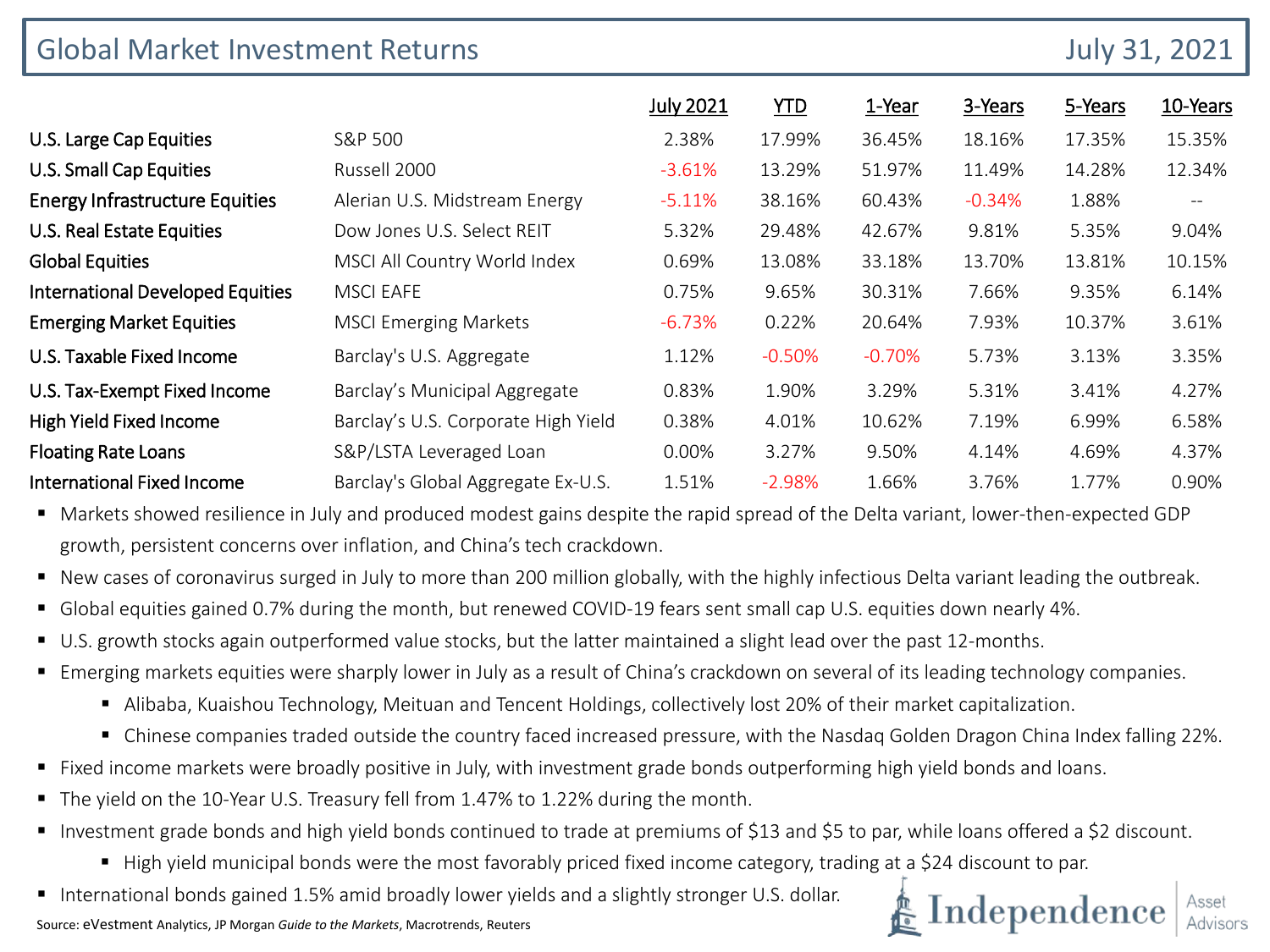# Global Market Investment Returns

July 31, 2021

| | | July 2021 | YTD | 1-Year | 3-Years | 5-Years | 10-Years |
|---|---|---|---|---|---|---|---|
| U.S. Large Cap Equities | S&P 500 | 2.38% | 17.99% | 36.45% | 18.16% | 17.35% | 15.35% |
| U.S. Small Cap Equities | Russell 2000 | -3.61% | 13.29% | 51.97% | 11.49% | 14.28% | 12.34% |
| Energy Infrastructure Equities | Alerian U.S. Midstream Energy | -5.11% | 38.16% | 60.43% | -0.34% | 1.88% | -- |
| U.S. Real Estate Equities | Dow Jones U.S. Select REIT | 5.32% | 29.48% | 42.67% | 9.81% | 5.35% | 9.04% |
| Global Equities | MSCI All Country World Index | 0.69% | 13.08% | 33.18% | 13.70% | 13.81% | 10.15% |
| International Developed Equities | MSCI EAFE | 0.75% | 9.65% | 30.31% | 7.66% | 9.35% | 6.14% |
| Emerging Market Equities | MSCI Emerging Markets | -6.73% | 0.22% | 20.64% | 7.93% | 10.37% | 3.61% |
| U.S. Taxable Fixed Income | Barclay's U.S. Aggregate | 1.12% | -0.50% | -0.70% | 5.73% | 3.13% | 3.35% |
| U.S. Tax-Exempt Fixed Income | Barclay's Municipal Aggregate | 0.83% | 1.90% | 3.29% | 5.31% | 3.41% | 4.27% |
| High Yield Fixed Income | Barclay's U.S. Corporate High Yield | 0.38% | 4.01% | 10.62% | 7.19% | 6.99% | 6.58% |
| Floating Rate Loans | S&P/LSTA Leveraged Loan | 0.00% | 3.27% | 9.50% | 4.14% | 4.69% | 4.37% |
| International Fixed Income | Barclay's Global Aggregate Ex-U.S. | 1.51% | -2.98% | 1.66% | 3.76% | 1.77% | 0.90% |

- Markets showed resilience in July and produced modest gains despite the rapid spread of the Delta variant, lower-then-expected GDP growth, persistent concerns over inflation, and China's tech crackdown.
- New cases of coronavirus surged in July to more than 200 million globally, with the highly infectious Delta variant leading the outbreak.
- Global equities gained 0.7% during the month, but renewed COVID-19 fears sent small cap U.S. equities down nearly 4%.
- U.S. growth stocks again outperformed value stocks, but the latter maintained a slight lead over the past 12-months.
- Emerging markets equities were sharply lower in July as a result of China's crackdown on several of its leading technology companies.
  - Alibaba, Kuaishou Technology, Meituan and Tencent Holdings, collectively lost 20% of their market capitalization.
  - Chinese companies traded outside the country faced increased pressure, with the Nasdaq Golden Dragon China Index falling 22%.
- Fixed income markets were broadly positive in July, with investment grade bonds outperforming high yield bonds and loans.
- The yield on the 10-Year U.S. Treasury fell from 1.47% to 1.22% during the month.
- Investment grade bonds and high yield bonds continued to trade at premiums of $13 and $5 to par, while loans offered a $2 discount.
  - High yield municipal bonds were the most favorably priced fixed income category, trading at a $24 discount to par.
- International bonds gained 1.5% amid broadly lower yields and a slightly stronger U.S. dollar.

Source: eVestment Analytics, JP Morgan *Guide to the Markets*, Macrotrends, Reuters

Independence | Asset Advisors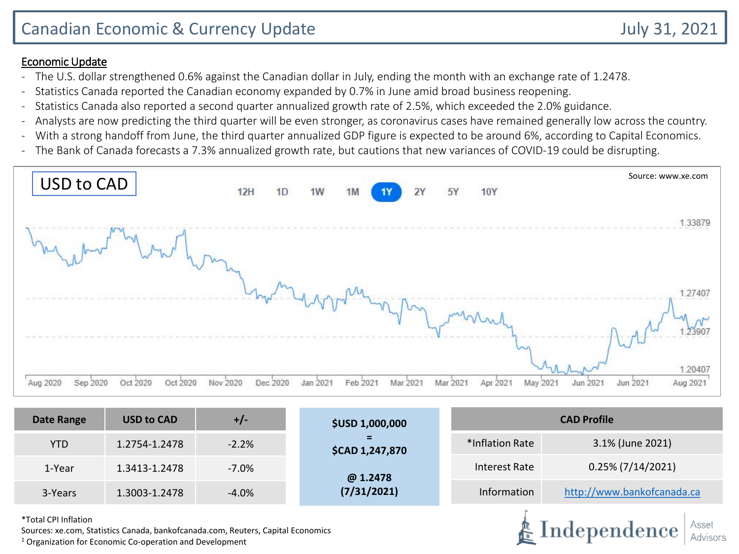# Canadian Economic & Currency Update

July 31, 2021

**Economic Update**

- The U.S. dollar strengthened 0.6% against the Canadian dollar in July, ending the month with an exchange rate of 1.2478.
- Statistics Canada reported the Canadian economy expanded by 0.7% in June amid broad business reopening.
- Statistics Canada also reported a second quarter annualized growth rate of 2.5%, which exceeded the 2.0% guidance.
- Analysts are now predicting the third quarter will be even stronger, as coronavirus cases have remained generally low across the country.
- With a strong handoff from June, the third quarter annualized GDP figure is expected to be around 6%, according to Capital Economics.
- The Bank of Canada forecasts a 7.3% annualized growth rate, but cautions that new variances of COVID-19 could be disrupting.

USD to CAD

Source: www.xe.com

| Date Range | USD to CAD | +/- |
|---|---|---|
| YTD | 1.2754-1.2478 | -2.2% |
| 1-Year | 1.3413-1.2478 | -7.0% |
| 3-Years | 1.3003-1.2478 | -4.0% |

**$USD 1,000,000**
**=**
**$CAD 1,247,870**

**@ 1.2478**
**(7/31/2021)**

| CAD Profile | |
|---|---|
| *Inflation Rate | 3.1% (June 2021) |
| Interest Rate | 0.25% (7/14/2021) |
| Information | http://www.bankofcanada.ca |

*Total CPI Inflation

Sources: xe.com, Statistics Canada, bankofcanada.com, Reuters, Capital Economics

[1] Organization for Economic Co-operation and Development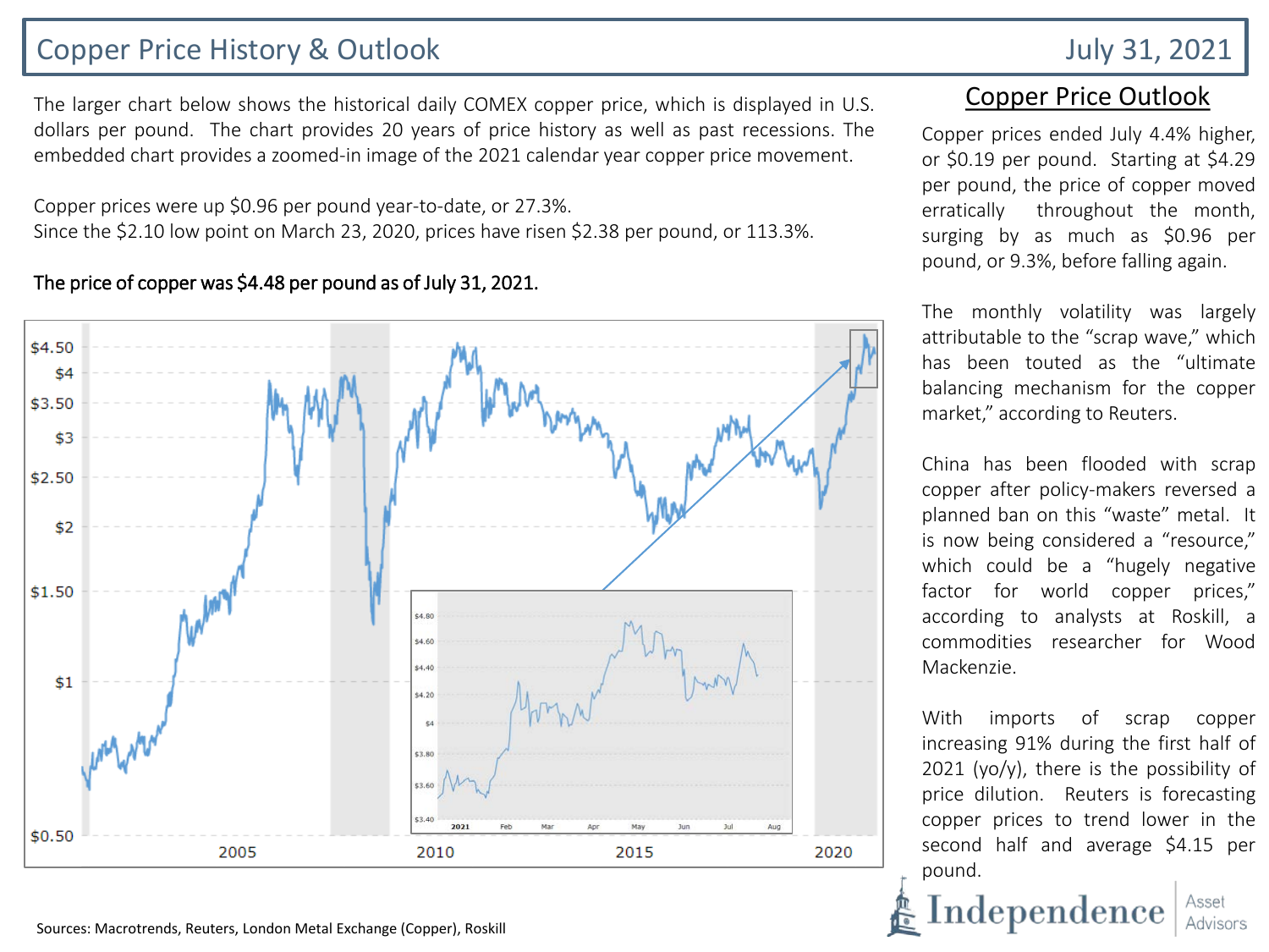# Copper Price History & Outlook

July 31, 2021

The larger chart below shows the historical daily COMEX copper price, which is displayed in U.S. dollars per pound. The chart provides 20 years of price history as well as past recessions. The embedded chart provides a zoomed-in image of the 2021 calendar year copper price movement.

Copper prices were up $0.96 per pound year-to-date, or 27.3%.
Since the $2.10 low point on March 23, 2020, prices have risen $2.38 per pound, or 113.3%.

**The price of copper was $4.48 per pound as of July 31, 2021.**

## Copper Price Outlook

Copper prices ended July 4.4% higher, or $0.19 per pound. Starting at $4.29 per pound, the price of copper moved erratically throughout the month, surging by as much as $0.96 per pound, or 9.3%, before falling again.

The monthly volatility was largely attributable to the "scrap wave," which has been touted as the "ultimate balancing mechanism for the copper market," according to Reuters.

China has been flooded with scrap copper after policy-makers reversed a planned ban on this "waste" metal. It is now being considered a "resource," which could be a "hugely negative factor for world copper prices," according to analysts at Roskill, a commodities researcher for Wood Mackenzie.

With imports of scrap copper increasing 91% during the first half of 2021 (yo/y), there is the possibility of price dilution. Reuters is forecasting copper prices to trend lower in the second half and average $4.15 per pound.

Sources: Macrotrends, Reuters, London Metal Exchange (Copper), Roskill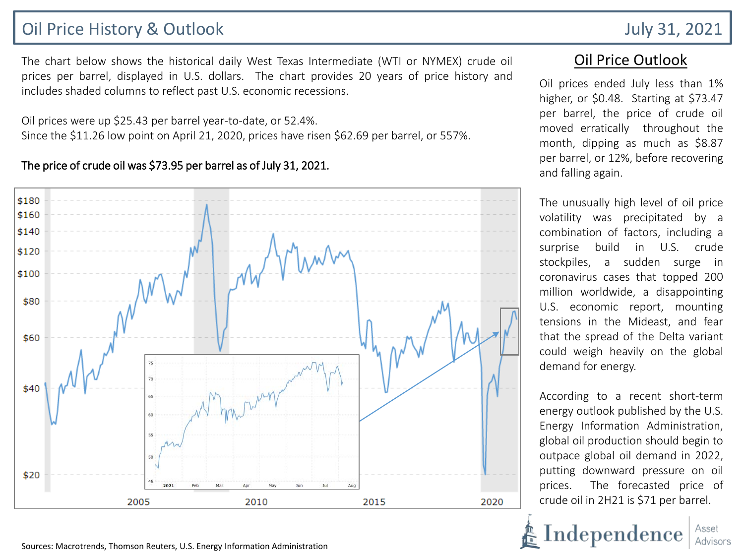# Oil Price History & Outlook

July 31, 2021

The chart below shows the historical daily West Texas Intermediate (WTI or NYMEX) crude oil prices per barrel, displayed in U.S. dollars. The chart provides 20 years of price history and includes shaded columns to reflect past U.S. economic recessions.

Oil prices were up $25.43 per barrel year-to-date, or 52.4%.
Since the $11.26 low point on April 21, 2020, prices have risen $62.69 per barrel, or 557%.

**The price of crude oil was $73.95 per barrel as of July 31, 2021.**

$180
$160
$140
$120
$100
$80
$60
$40
$20

2005
2010
2015
2020

75
70
65
60
55
50
45

2021
Feb
Mar
Apr
May
Jun
Jul
Aug

## Oil Price Outlook

Oil prices ended July less than 1% higher, or $0.48. Starting at $73.47 per barrel, the price of crude oil moved erratically throughout the month, dipping as much as $8.87 per barrel, or 12%, before recovering and falling again.

The unusually high level of oil price volatility was precipitated by a combination of factors, including a surprise build in U.S. crude stockpiles, a sudden surge in coronavirus cases that topped 200 million worldwide, a disappointing U.S. economic report, mounting tensions in the Mideast, and fear that the spread of the Delta variant could weigh heavily on the global demand for energy.

According to a recent short-term energy outlook published by the U.S. Energy Information Administration, global oil production should begin to outpace global oil demand in 2022, putting downward pressure on oil prices. The forecasted price of crude oil in 2H21 is $71 per barrel.

Sources: Macrotrends, Thomson Reuters, U.S. Energy Information Administration

Independence Asset Advisors